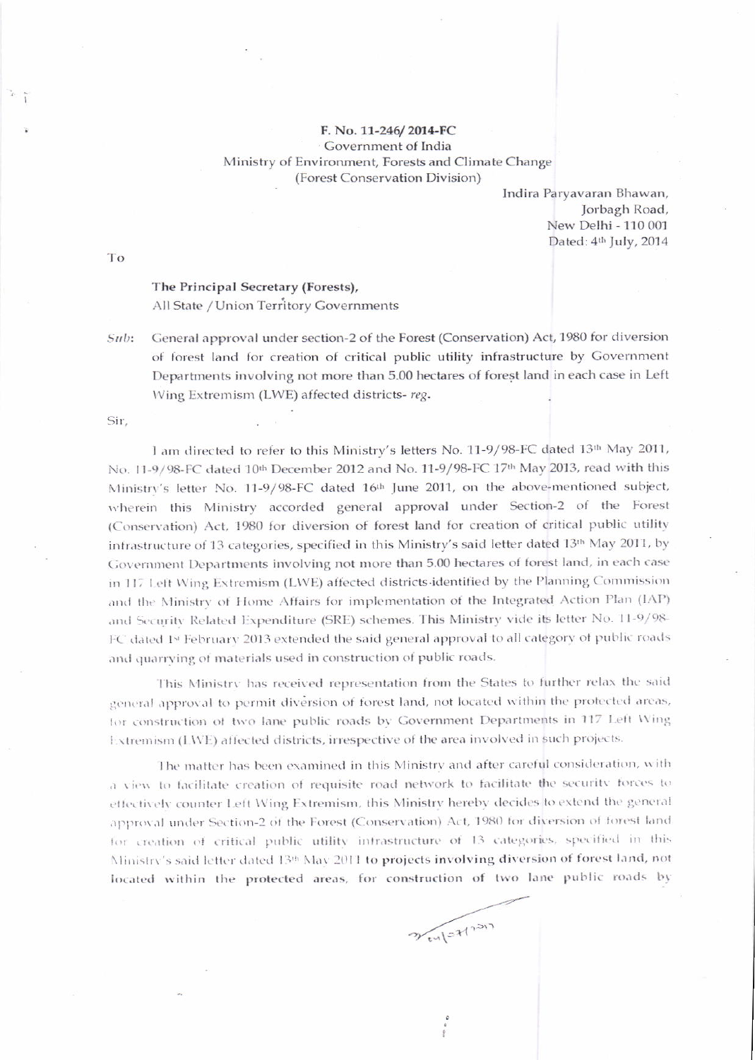**F. No. 11-246/ 2014-FC**
Government of India
Ministry of Environment, Forests and Climate Change
(Forest Conservation Division)

Indira Paryavaran Bhawan,
Jorbagh Road,
New Delhi - 110 001
Dated: 4th July, 2014

To

**The Principal Secretary (Forests),**
All State / Union Territory Governments

*Sub*: General approval under section-2 of the Forest (Conservation) Act, 1980 for diversion of forest land for creation of critical public utility infrastructure by Government Departments involving not more than 5.00 hectares of forest land in each case in Left Wing Extremism (LWE) affected districts- *reg.*

Sir,

I am directed to refer to this Ministry's letters No. 11-9/98-FC dated 13th May 2011, No. 11-9/98-FC dated 10th December 2012 and No. 11-9/98-FC 17th May 2013, read with this Ministry's letter No. 11-9/98-FC dated 16th June 2011, on the above-mentioned subject, wherein this Ministry accorded general approval under Section-2 of the Forest (Conservation) Act, 1980 for diversion of forest land for creation of critical public utility infrastructure of 13 categories, specified in this Ministry's said letter dated 13th May 2011, by Government Departments involving not more than 5.00 hectares of forest land, in each case in 117 Left Wing Extremism (LWE) affected districts identified by the Planning Commission and the Ministry of Home Affairs for implementation of the Integrated Action Plan (IAP) and Security Related Expenditure (SRE) schemes. This Ministry vide its letter No. 11-9/98-FC dated 1st February 2013 extended the said general approval to all category of public roads and quarrying of materials used in construction of public roads.

This Ministry has received representation from the States to further relax the said general approval to permit diversion of forest land, not located within the protected areas, for construction of two lane public roads by Government Departments in 117 Left Wing Extremism (LWE) affected districts, irrespective of the area involved in such projects.

The matter has been examined in this Ministry and after careful consideration, with a view to facilitate creation of requisite road network to facilitate the security forces to effectively counter Left Wing Extremism, this Ministry hereby decides to extend the general approval under Section-2 of the Forest (Conservation) Act, 1980 for diversion of forest land for creation of critical public utility infrastructure of 13 categories, specified in this Ministry's said letter dated 13th May 2011 **to projects involving diversion of forest land, not located within the protected areas, for construction of two lane public roads by**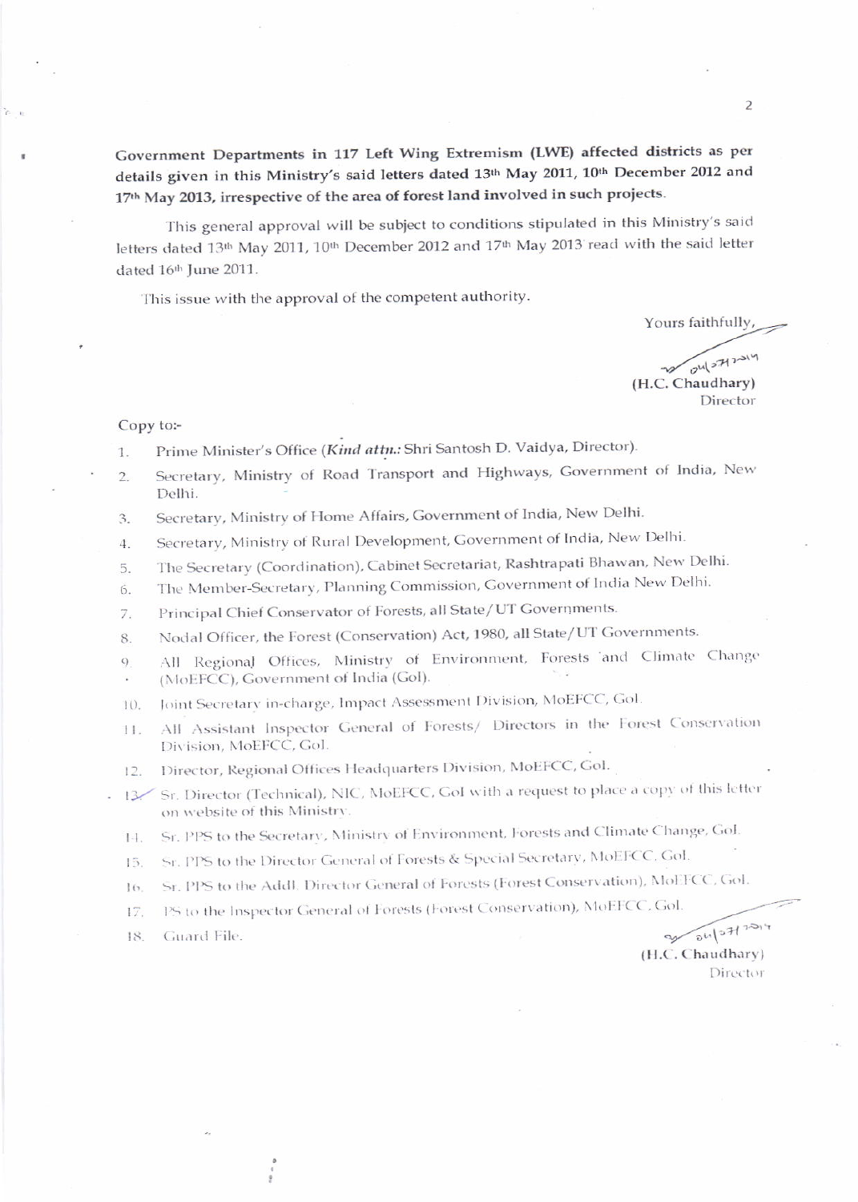**Government Departments in 117 Left Wing Extremism (LWE) affected districts as per details given in this Ministry's said letters dated 13th May 2011, 10th December 2012 and 17th May 2013, irrespective of the area of forest land involved in such projects.**

This general approval will be subject to conditions stipulated in this Ministry's said letters dated 13th May 2011, 10th December 2012 and 17th May 2013 read with the said letter dated 16th June 2011.

This issue with the approval of the competent authority.

Yours faithfully,

(H.C. Chaudhary)
Director

Copy to:-

1. Prime Minister's Office (***Kind attn.:*** Shri Santosh D. Vaidya, Director).
2. Secretary, Ministry of Road Transport and Highways, Government of India, New Delhi.
3. Secretary, Ministry of Home Affairs, Government of India, New Delhi.
4. Secretary, Ministry of Rural Development, Government of India, New Delhi.
5. The Secretary (Coordination), Cabinet Secretariat, Rashtrapati Bhawan, New Delhi.
6. The Member-Secretary, Planning Commission, Government of India New Delhi.
7. Principal Chief Conservator of Forests, all State/UT Governments.
8. Nodal Officer, the Forest (Conservation) Act, 1980, all State/UT Governments.
9. All Regional Offices, Ministry of Environment, Forests and Climate Change (MoEFCC), Government of India (GoI).
10. Joint Secretary in-charge, Impact Assessment Division, MoEFCC, GoI.
11. All Assistant Inspector General of Forests/ Directors in the Forest Conservation Division, MoEFCC, GoI.
12. Director, Regional Offices Headquarters Division, MoEFCC, GoI.
13. Sr. Director (Technical), NIC, MoEFCC, GoI with a request to place a copy of this letter on website of this Ministry.
14. Sr. PPS to the Secretary, Ministry of Environment, Forests and Climate Change, GoI.
15. Sr. PPS to the Director General of Forests & Special Secretary, MoEFCC, GoI.
16. Sr. PPS to the Addl. Director General of Forests (Forest Conservation), MoEFCC, GoI.
17. PS to the Inspector General of Forests (Forest Conservation), MoEFCC, GoI.
18. Guard File.

(H.C. Chaudhary)
Director